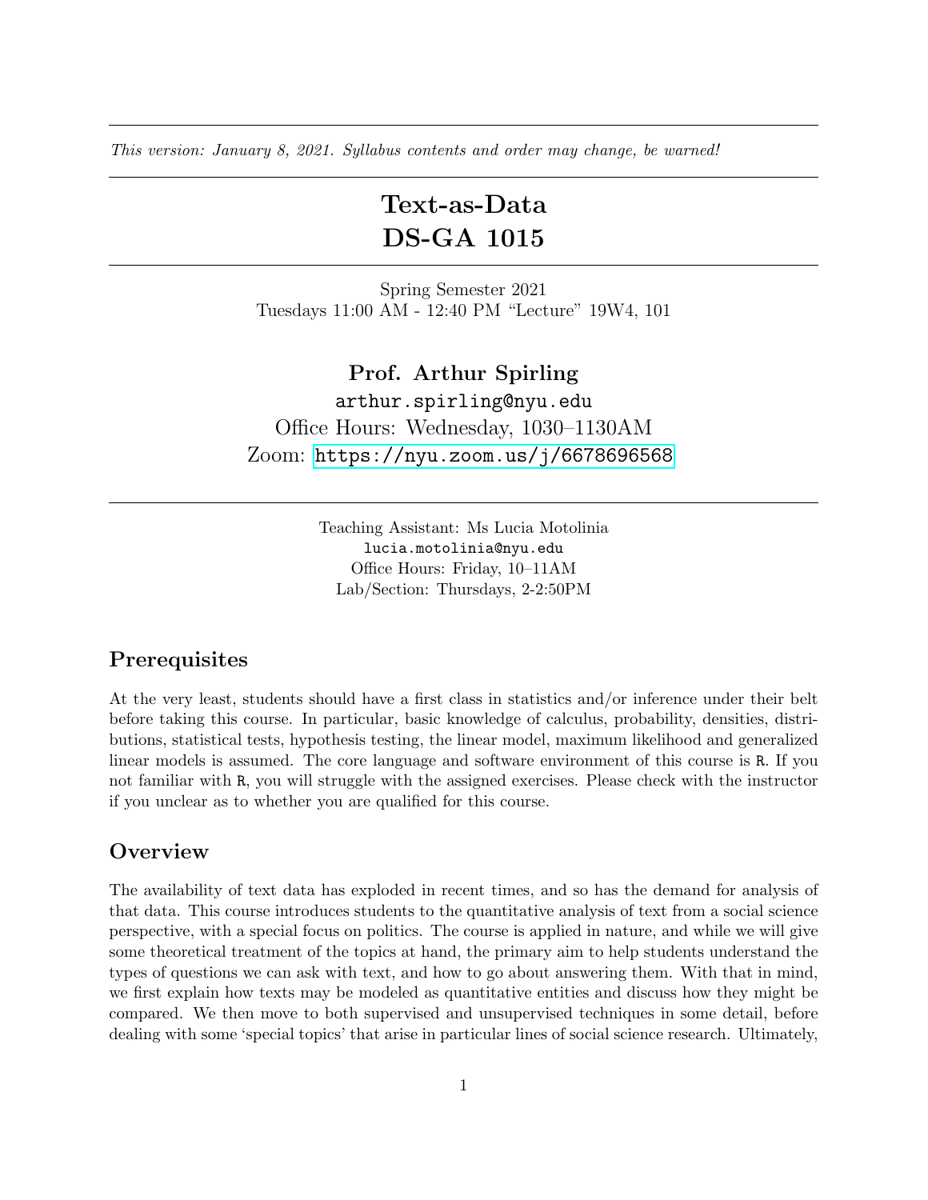*This version: January 8, 2021. Syllabus contents and order may change, be warned!*

# Text-as-Data
# DS-GA 1015

Spring Semester 2021
Tuesdays 11:00 AM - 12:40 PM "Lecture" 19W4, 101

**Prof. Arthur Spirling**
`arthur.spirling@nyu.edu`
Office Hours: Wednesday, 1030–1130AM
Zoom: https://nyu.zoom.us/j/6678696568

Teaching Assistant: Ms Lucia Motolinia
`lucia.motolinia@nyu.edu`
Office Hours: Friday, 10–11AM
Lab/Section: Thursdays, 2-2:50PM

## Prerequisites

At the very least, students should have a first class in statistics and/or inference under their belt before taking this course. In particular, basic knowledge of calculus, probability, densities, distributions, statistical tests, hypothesis testing, the linear model, maximum likelihood and generalized linear models is assumed. The core language and software environment of this course is `R`. If you not familiar with `R`, you will struggle with the assigned exercises. Please check with the instructor if you unclear as to whether you are qualified for this course.

## Overview

The availability of text data has exploded in recent times, and so has the demand for analysis of that data. This course introduces students to the quantitative analysis of text from a social science perspective, with a special focus on politics. The course is applied in nature, and while we will give some theoretical treatment of the topics at hand, the primary aim to help students understand the types of questions we can ask with text, and how to go about answering them. With that in mind, we first explain how texts may be modeled as quantitative entities and discuss how they might be compared. We then move to both supervised and unsupervised techniques in some detail, before dealing with some 'special topics' that arise in particular lines of social science research. Ultimately,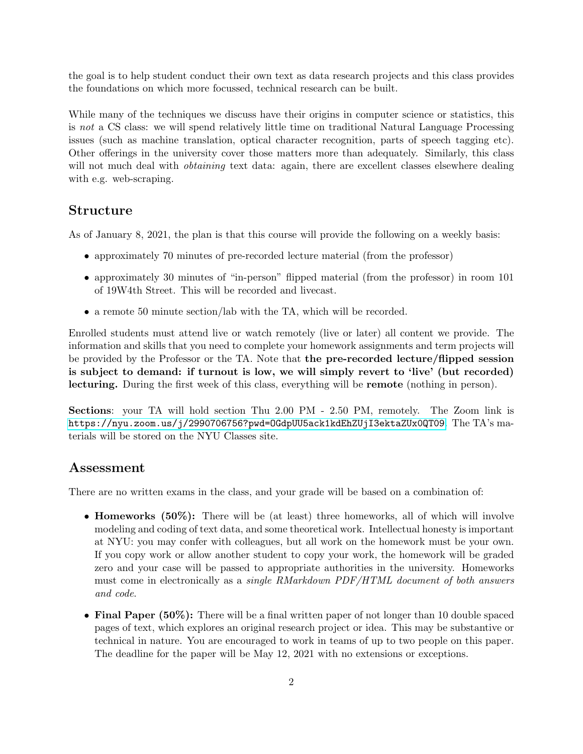the goal is to help student conduct their own text as data research projects and this class provides the foundations on which more focussed, technical research can be built.

While many of the techniques we discuss have their origins in computer science or statistics, this is *not* a CS class: we will spend relatively little time on traditional Natural Language Processing issues (such as machine translation, optical character recognition, parts of speech tagging etc). Other offerings in the university cover those matters more than adequately. Similarly, this class will not much deal with *obtaining* text data: again, there are excellent classes elsewhere dealing with e.g. web-scraping.

## Structure

As of January 8, 2021, the plan is that this course will provide the following on a weekly basis:

- approximately 70 minutes of pre-recorded lecture material (from the professor)
- approximately 30 minutes of "in-person" flipped material (from the professor) in room 101 of 19W4th Street. This will be recorded and livecast.
- a remote 50 minute section/lab with the TA, which will be recorded.

Enrolled students must attend live or watch remotely (live or later) all content we provide. The information and skills that you need to complete your homework assignments and term projects will be provided by the Professor or the TA. Note that **the pre-recorded lecture/flipped session is subject to demand: if turnout is low, we will simply revert to 'live' (but recorded) lecturing.** During the first week of this class, everything will be **remote** (nothing in person).

**Sections**: your TA will hold section Thu 2.00 PM - 2.50 PM, remotely. The Zoom link is `https://nyu.zoom.us/j/2990706756?pwd=OGdpUU5ack1kdEhZUjI3ektaZUx0QT09`. The TA's materials will be stored on the NYU Classes site.

## Assessment

There are no written exams in the class, and your grade will be based on a combination of:

- **Homeworks (50%):** There will be (at least) three homeworks, all of which will involve modeling and coding of text data, and some theoretical work. Intellectual honesty is important at NYU: you may confer with colleagues, but all work on the homework must be your own. If you copy work or allow another student to copy your work, the homework will be graded zero and your case will be passed to appropriate authorities in the university. Homeworks must come in electronically as a *single RMarkdown PDF/HTML document of both answers and code*.
- **Final Paper (50%):** There will be a final written paper of not longer than 10 double spaced pages of text, which explores an original research project or idea. This may be substantive or technical in nature. You are encouraged to work in teams of up to two people on this paper. The deadline for the paper will be May 12, 2021 with no extensions or exceptions.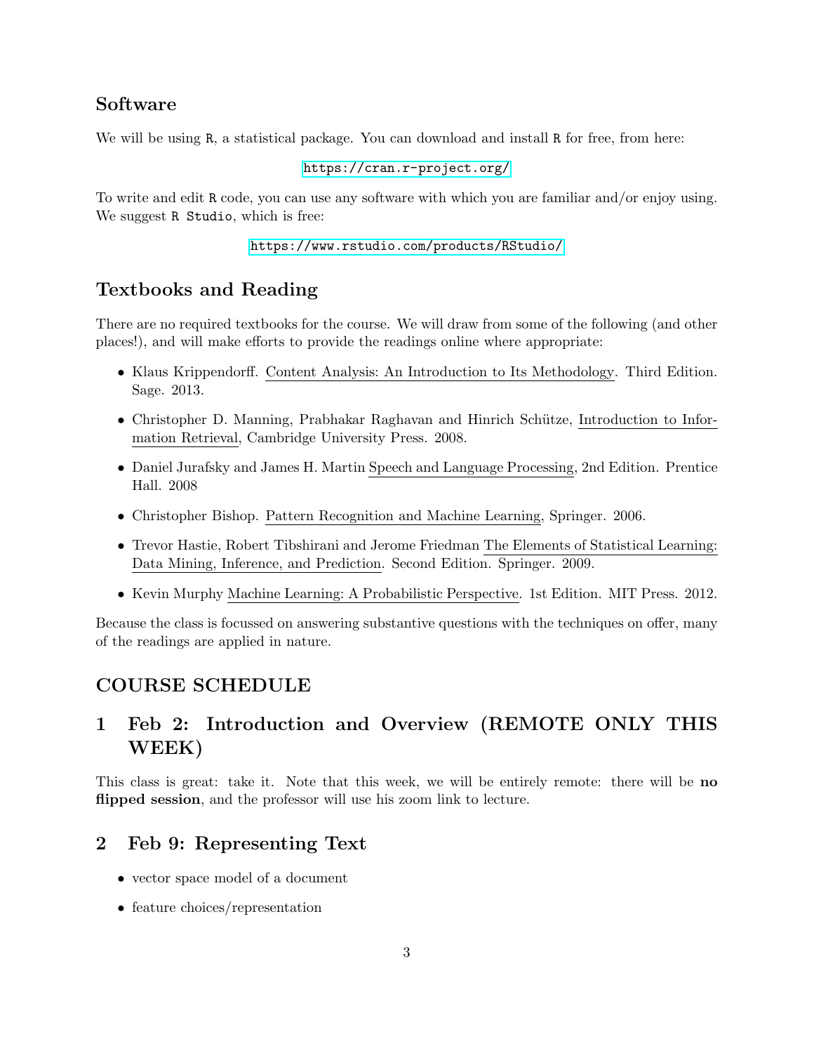## Software

We will be using `R`, a statistical package. You can download and install `R` for free, from here:

https://cran.r-project.org/

To write and edit `R` code, you can use any software with which you are familiar and/or enjoy using. We suggest `R Studio`, which is free:

https://www.rstudio.com/products/RStudio/

## Textbooks and Reading

There are no required textbooks for the course. We will draw from some of the following (and other places!), and will make efforts to provide the readings online where appropriate:

- Klaus Krippendorff. Content Analysis: An Introduction to Its Methodology. Third Edition. Sage. 2013.
- Christopher D. Manning, Prabhakar Raghavan and Hinrich Schütze, Introduction to Information Retrieval, Cambridge University Press. 2008.
- Daniel Jurafsky and James H. Martin Speech and Language Processing, 2nd Edition. Prentice Hall. 2008
- Christopher Bishop. Pattern Recognition and Machine Learning, Springer. 2006.
- Trevor Hastie, Robert Tibshirani and Jerome Friedman The Elements of Statistical Learning: Data Mining, Inference, and Prediction. Second Edition. Springer. 2009.
- Kevin Murphy Machine Learning: A Probabilistic Perspective. 1st Edition. MIT Press. 2012.

Because the class is focussed on answering substantive questions with the techniques on offer, many of the readings are applied in nature.

## COURSE SCHEDULE

## 1 Feb 2: Introduction and Overview (REMOTE ONLY THIS WEEK)

This class is great: take it. Note that this week, we will be entirely remote: there will be **no flipped session**, and the professor will use his zoom link to lecture.

## 2 Feb 9: Representing Text

- vector space model of a document
- feature choices/representation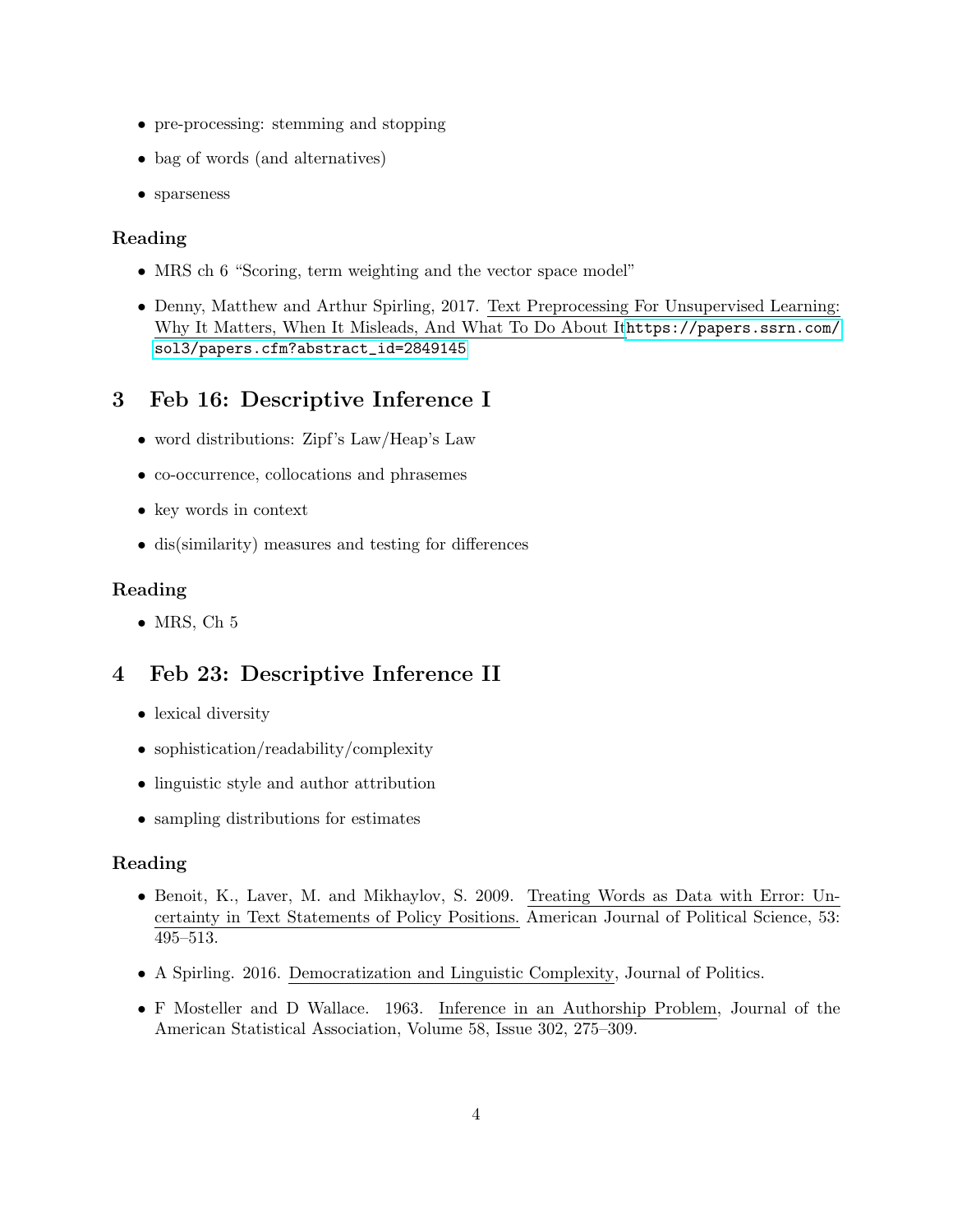- pre-processing: stemming and stopping
- bag of words (and alternatives)
- sparseness

### Reading

- MRS ch 6 "Scoring, term weighting and the vector space model"
- Denny, Matthew and Arthur Spirling, 2017. Text Preprocessing For Unsupervised Learning: Why It Matters, When It Misleads, And What To Do About It https://papers.ssrn.com/sol3/papers.cfm?abstract_id=2849145

## 3 Feb 16: Descriptive Inference I

- word distributions: Zipf's Law/Heap's Law
- co-occurrence, collocations and phrasemes
- key words in context
- dis(similarity) measures and testing for differences

### Reading

- MRS, Ch 5

## 4 Feb 23: Descriptive Inference II

- lexical diversity
- sophistication/readability/complexity
- linguistic style and author attribution
- sampling distributions for estimates

### Reading

- Benoit, K., Laver, M. and Mikhaylov, S. 2009. Treating Words as Data with Error: Uncertainty in Text Statements of Policy Positions. American Journal of Political Science, 53: 495–513.
- A Spirling. 2016. Democratization and Linguistic Complexity, Journal of Politics.
- F Mosteller and D Wallace. 1963. Inference in an Authorship Problem, Journal of the American Statistical Association, Volume 58, Issue 302, 275–309.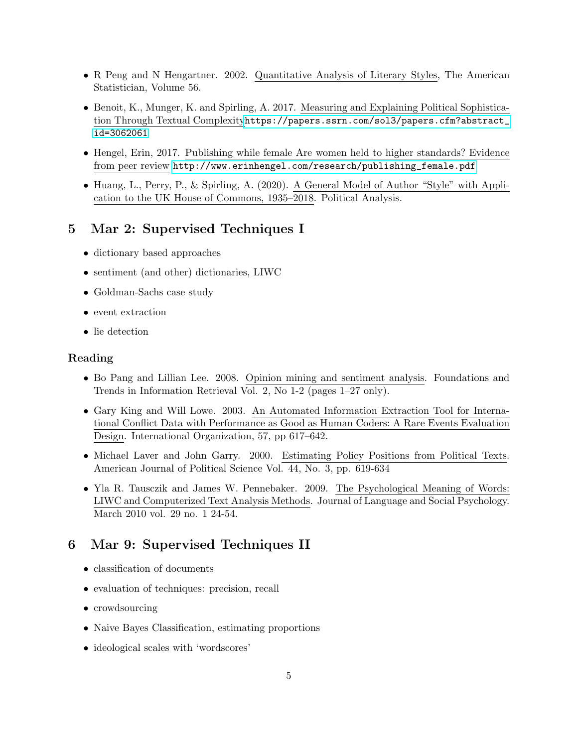- R Peng and N Hengartner. 2002. Quantitative Analysis of Literary Styles, The American Statistician, Volume 56.
- Benoit, K., Munger, K. and Spirling, A. 2017. Measuring and Explaining Political Sophistication Through Textual Complexity https://papers.ssrn.com/sol3/papers.cfm?abstract_id=3062061
- Hengel, Erin, 2017. Publishing while female Are women held to higher standards? Evidence from peer review http://www.erinhengel.com/research/publishing_female.pdf
- Huang, L., Perry, P., & Spirling, A. (2020). A General Model of Author "Style" with Application to the UK House of Commons, 1935–2018. Political Analysis.

## 5 Mar 2: Supervised Techniques I

- dictionary based approaches
- sentiment (and other) dictionaries, LIWC
- Goldman-Sachs case study
- event extraction
- lie detection

### Reading

- Bo Pang and Lillian Lee. 2008. Opinion mining and sentiment analysis. Foundations and Trends in Information Retrieval Vol. 2, No 1-2 (pages 1–27 only).
- Gary King and Will Lowe. 2003. An Automated Information Extraction Tool for International Conflict Data with Performance as Good as Human Coders: A Rare Events Evaluation Design. International Organization, 57, pp 617–642.
- Michael Laver and John Garry. 2000. Estimating Policy Positions from Political Texts. American Journal of Political Science Vol. 44, No. 3, pp. 619-634
- Yla R. Tausczik and James W. Pennebaker. 2009. The Psychological Meaning of Words: LIWC and Computerized Text Analysis Methods. Journal of Language and Social Psychology. March 2010 vol. 29 no. 1 24-54.

## 6 Mar 9: Supervised Techniques II

- classification of documents
- evaluation of techniques: precision, recall
- crowdsourcing
- Naive Bayes Classification, estimating proportions
- ideological scales with 'wordscores'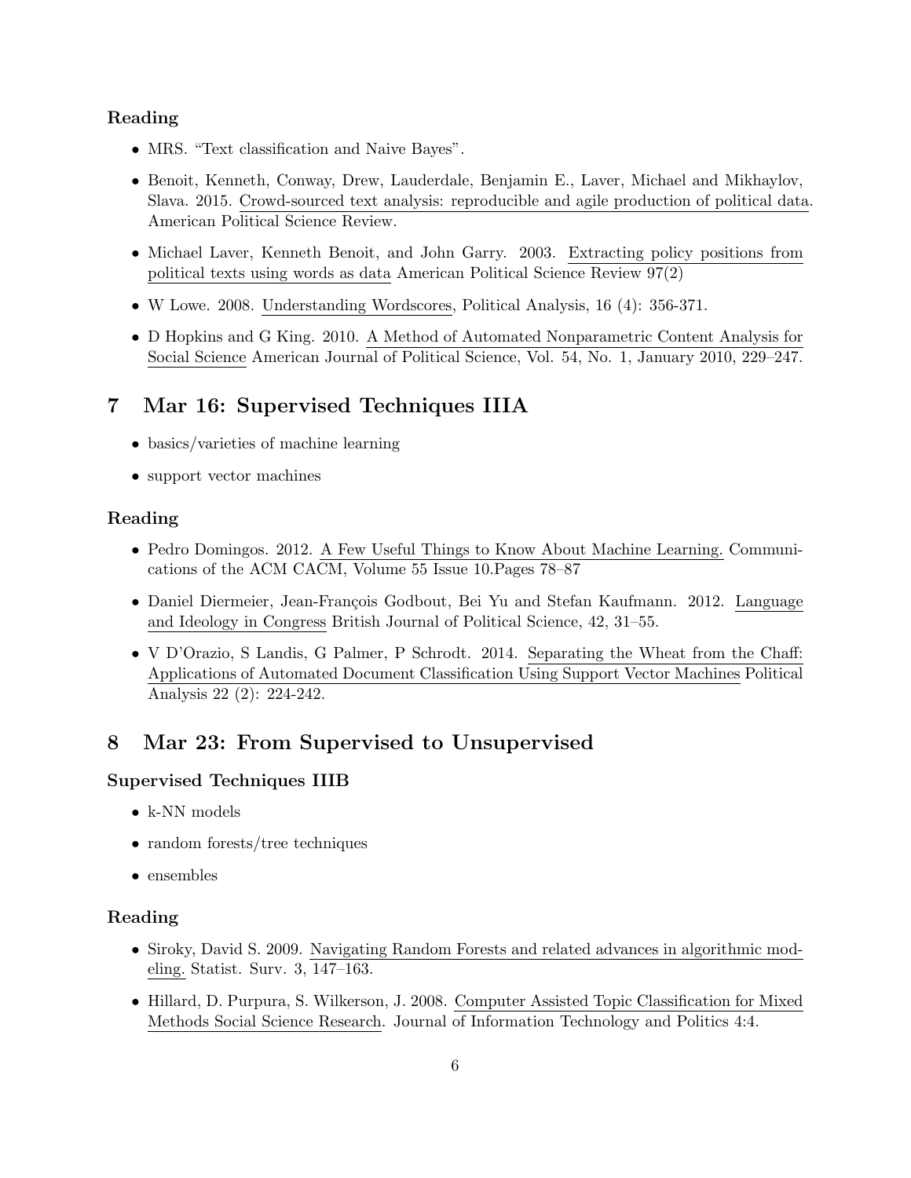### Reading

- MRS. "Text classification and Naive Bayes".
- Benoit, Kenneth, Conway, Drew, Lauderdale, Benjamin E., Laver, Michael and Mikhaylov, Slava. 2015. Crowd-sourced text analysis: reproducible and agile production of political data. American Political Science Review.
- Michael Laver, Kenneth Benoit, and John Garry. 2003. Extracting policy positions from political texts using words as data American Political Science Review 97(2)
- W Lowe. 2008. Understanding Wordscores, Political Analysis, 16 (4): 356-371.
- D Hopkins and G King. 2010. A Method of Automated Nonparametric Content Analysis for Social Science American Journal of Political Science, Vol. 54, No. 1, January 2010, 229–247.

## 7 Mar 16: Supervised Techniques IIIA

- basics/varieties of machine learning
- support vector machines

### Reading

- Pedro Domingos. 2012. A Few Useful Things to Know About Machine Learning. Communications of the ACM CACM, Volume 55 Issue 10.Pages 78–87
- Daniel Diermeier, Jean-François Godbout, Bei Yu and Stefan Kaufmann. 2012. Language and Ideology in Congress British Journal of Political Science, 42, 31–55.
- V D'Orazio, S Landis, G Palmer, P Schrodt. 2014. Separating the Wheat from the Chaff: Applications of Automated Document Classification Using Support Vector Machines Political Analysis 22 (2): 224-242.

## 8 Mar 23: From Supervised to Unsupervised

### Supervised Techniques IIIB

- k-NN models
- random forests/tree techniques
- ensembles

### Reading

- Siroky, David S. 2009. Navigating Random Forests and related advances in algorithmic modeling. Statist. Surv. 3, 147–163.
- Hillard, D. Purpura, S. Wilkerson, J. 2008. Computer Assisted Topic Classification for Mixed Methods Social Science Research. Journal of Information Technology and Politics 4:4.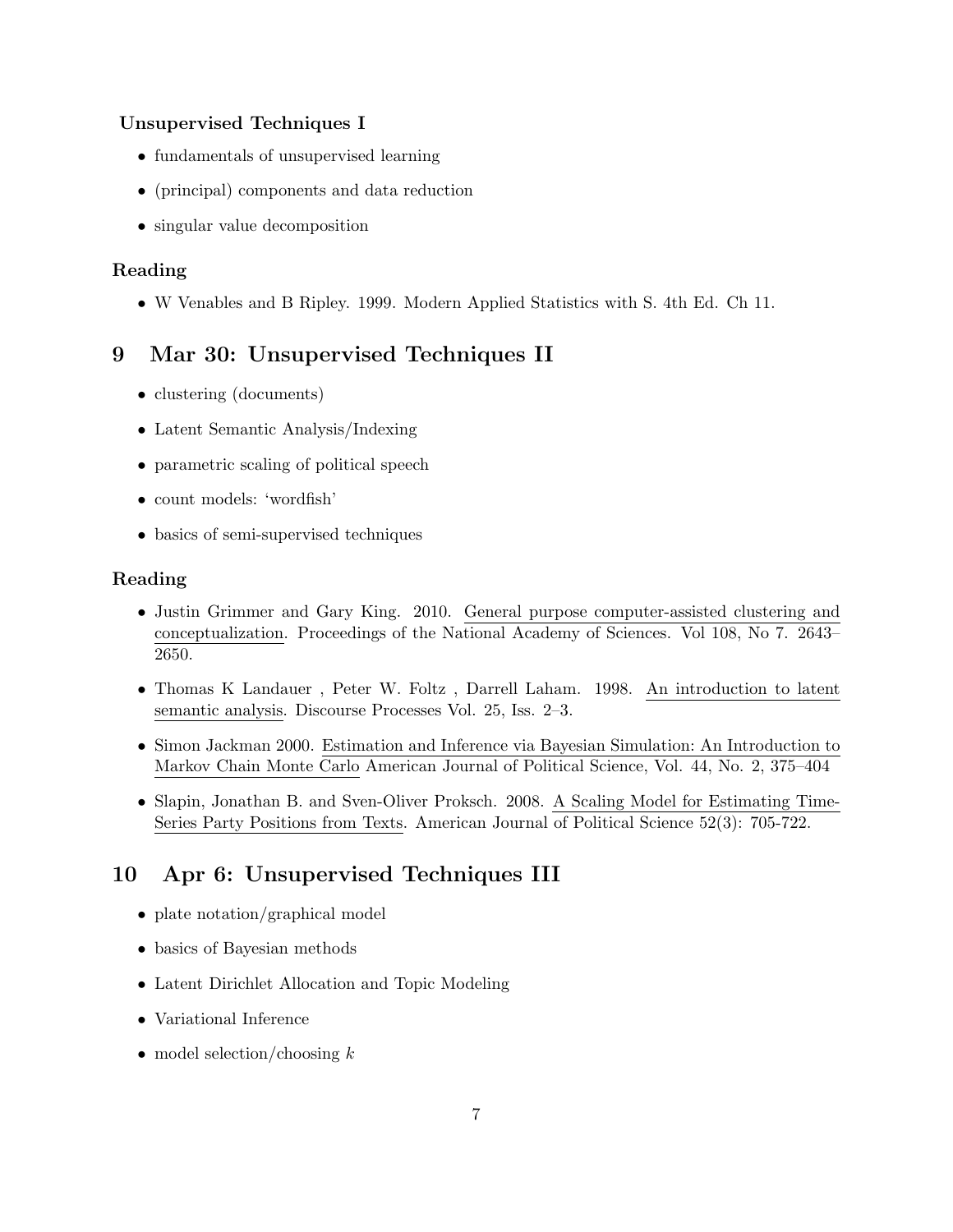**Unsupervised Techniques I**

- fundamentals of unsupervised learning
- (principal) components and data reduction
- singular value decomposition

### Reading

- W Venables and B Ripley. 1999. Modern Applied Statistics with S. 4th Ed. Ch 11.

## 9 Mar 30: Unsupervised Techniques II

- clustering (documents)
- Latent Semantic Analysis/Indexing
- parametric scaling of political speech
- count models: 'wordfish'
- basics of semi-supervised techniques

### Reading

- Justin Grimmer and Gary King. 2010. General purpose computer-assisted clustering and conceptualization. Proceedings of the National Academy of Sciences. Vol 108, No 7. 2643–2650.
- Thomas K Landauer , Peter W. Foltz , Darrell Laham. 1998. An introduction to latent semantic analysis. Discourse Processes Vol. 25, Iss. 2–3.
- Simon Jackman 2000. Estimation and Inference via Bayesian Simulation: An Introduction to Markov Chain Monte Carlo American Journal of Political Science, Vol. 44, No. 2, 375–404
- Slapin, Jonathan B. and Sven-Oliver Proksch. 2008. A Scaling Model for Estimating Time-Series Party Positions from Texts. American Journal of Political Science 52(3): 705-722.

## 10 Apr 6: Unsupervised Techniques III

- plate notation/graphical model
- basics of Bayesian methods
- Latent Dirichlet Allocation and Topic Modeling
- Variational Inference
- model selection/choosing $k$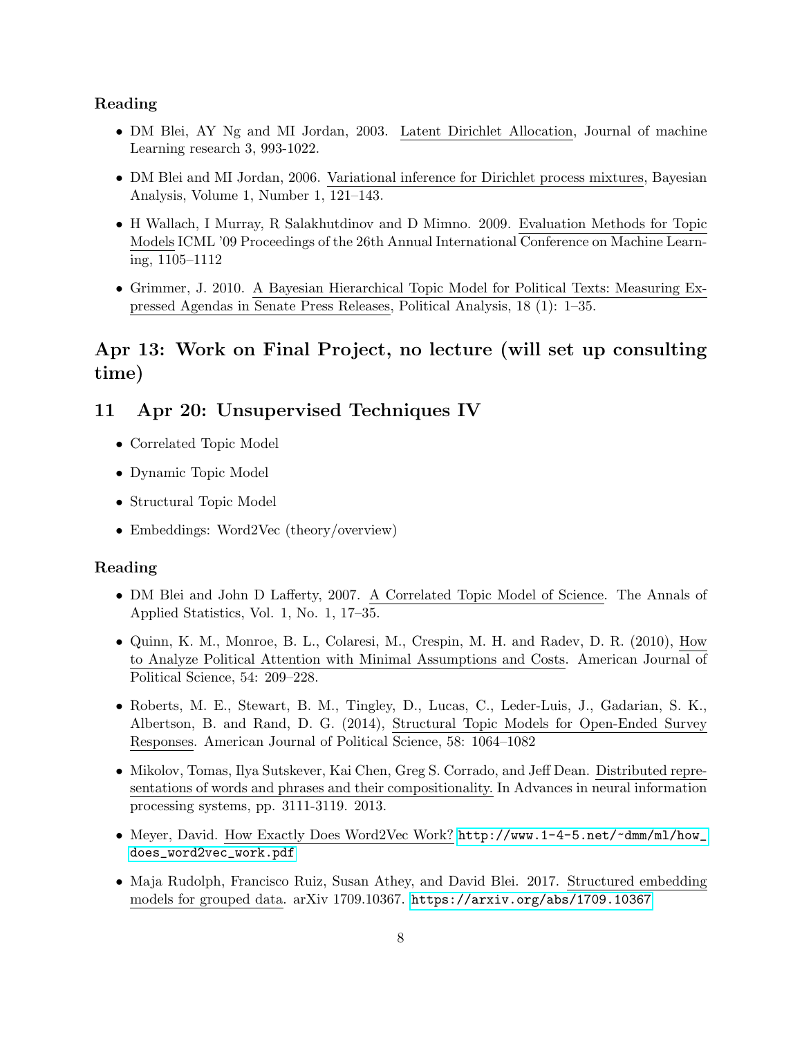### Reading

- DM Blei, AY Ng and MI Jordan, 2003. Latent Dirichlet Allocation, Journal of machine Learning research 3, 993-1022.
- DM Blei and MI Jordan, 2006. Variational inference for Dirichlet process mixtures, Bayesian Analysis, Volume 1, Number 1, 121–143.
- H Wallach, I Murray, R Salakhutdinov and D Mimno. 2009. Evaluation Methods for Topic Models ICML '09 Proceedings of the 26th Annual International Conference on Machine Learning, 1105–1112
- Grimmer, J. 2010. A Bayesian Hierarchical Topic Model for Political Texts: Measuring Expressed Agendas in Senate Press Releases, Political Analysis, 18 (1): 1–35.

## Apr 13: Work on Final Project, no lecture (will set up consulting time)

## 11 Apr 20: Unsupervised Techniques IV

- Correlated Topic Model
- Dynamic Topic Model
- Structural Topic Model
- Embeddings: Word2Vec (theory/overview)

### Reading

- DM Blei and John D Lafferty, 2007. A Correlated Topic Model of Science. The Annals of Applied Statistics, Vol. 1, No. 1, 17–35.
- Quinn, K. M., Monroe, B. L., Colaresi, M., Crespin, M. H. and Radev, D. R. (2010), How to Analyze Political Attention with Minimal Assumptions and Costs. American Journal of Political Science, 54: 209–228.
- Roberts, M. E., Stewart, B. M., Tingley, D., Lucas, C., Leder-Luis, J., Gadarian, S. K., Albertson, B. and Rand, D. G. (2014), Structural Topic Models for Open-Ended Survey Responses. American Journal of Political Science, 58: 1064–1082
- Mikolov, Tomas, Ilya Sutskever, Kai Chen, Greg S. Corrado, and Jeff Dean. Distributed representations of words and phrases and their compositionality. In Advances in neural information processing systems, pp. 3111-3119. 2013.
- Meyer, David. How Exactly Does Word2Vec Work? http://www.1-4-5.net/~dmm/ml/how_does_word2vec_work.pdf
- Maja Rudolph, Francisco Ruiz, Susan Athey, and David Blei. 2017. Structured embedding models for grouped data. arXiv 1709.10367. https://arxiv.org/abs/1709.10367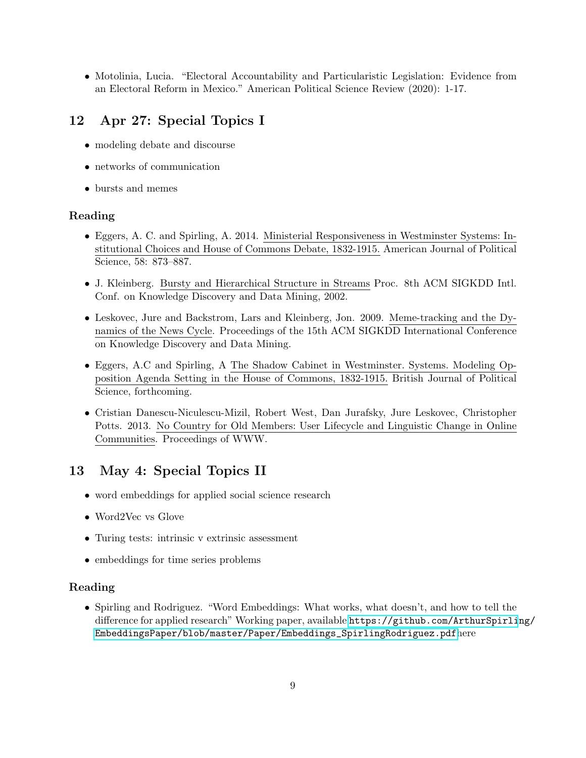- Motolinia, Lucia. "Electoral Accountability and Particularistic Legislation: Evidence from an Electoral Reform in Mexico." American Political Science Review (2020): 1-17.

## 12 Apr 27: Special Topics I

- modeling debate and discourse
- networks of communication
- bursts and memes

### Reading

- Eggers, A. C. and Spirling, A. 2014. Ministerial Responsiveness in Westminster Systems: Institutional Choices and House of Commons Debate, 1832-1915. American Journal of Political Science, 58: 873–887.
- J. Kleinberg. Bursty and Hierarchical Structure in Streams Proc. 8th ACM SIGKDD Intl. Conf. on Knowledge Discovery and Data Mining, 2002.
- Leskovec, Jure and Backstrom, Lars and Kleinberg, Jon. 2009. Meme-tracking and the Dynamics of the News Cycle. Proceedings of the 15th ACM SIGKDD International Conference on Knowledge Discovery and Data Mining.
- Eggers, A.C and Spirling, A The Shadow Cabinet in Westminster. Systems. Modeling Opposition Agenda Setting in the House of Commons, 1832-1915. British Journal of Political Science, forthcoming.
- Cristian Danescu-Niculescu-Mizil, Robert West, Dan Jurafsky, Jure Leskovec, Christopher Potts. 2013. No Country for Old Members: User Lifecycle and Linguistic Change in Online Communities. Proceedings of WWW.

## 13 May 4: Special Topics II

- word embeddings for applied social science research
- Word2Vec vs Glove
- Turing tests: intrinsic v extrinsic assessment
- embeddings for time series problems

### Reading

- Spirling and Rodriguez. "Word Embeddings: What works, what doesn't, and how to tell the difference for applied research" Working paper, available https://github.com/ArthurSpirling/EmbeddingsPaper/blob/master/Paper/Embeddings_SpirlingRodriguez.pdf here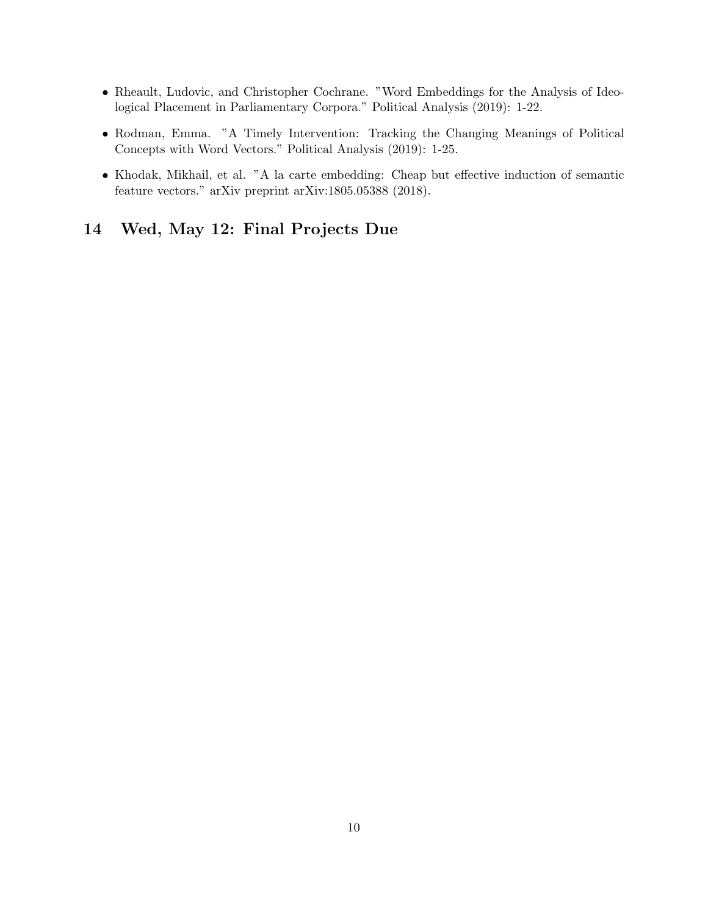- Rheault, Ludovic, and Christopher Cochrane. "Word Embeddings for the Analysis of Ideological Placement in Parliamentary Corpora." Political Analysis (2019): 1-22.
- Rodman, Emma. "A Timely Intervention: Tracking the Changing Meanings of Political Concepts with Word Vectors." Political Analysis (2019): 1-25.
- Khodak, Mikhail, et al. "A la carte embedding: Cheap but effective induction of semantic feature vectors." arXiv preprint arXiv:1805.05388 (2018).

## 14 Wed, May 12: Final Projects Due